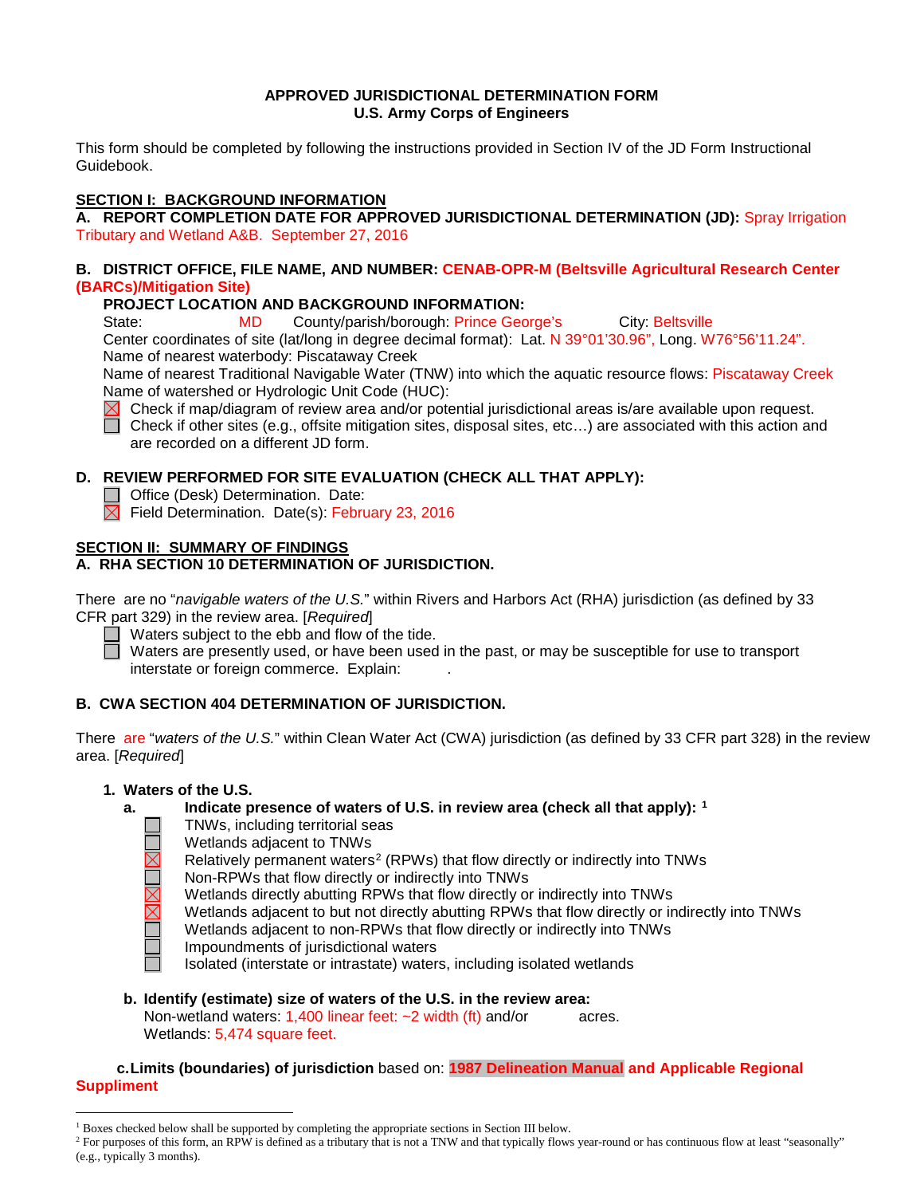**APPROVED JURISDICTIONAL DETERMINATION FORM**
**U.S. Army Corps of Engineers**

This form should be completed by following the instructions provided in Section IV of the JD Form Instructional Guidebook.

## SECTION I: BACKGROUND INFORMATION

**A. REPORT COMPLETION DATE FOR APPROVED JURISDICTIONAL DETERMINATION (JD):** Spray Irrigation Tributary and Wetland A&B. September 27, 2016

**B. DISTRICT OFFICE, FILE NAME, AND NUMBER: CENAB-OPR-M (Beltsville Agricultural Research Center (BARCs)/Mitigation Site)**

**PROJECT LOCATION AND BACKGROUND INFORMATION:**

State: MD County/parish/borough: Prince George's City: Beltsville

Center coordinates of site (lat/long in degree decimal format): Lat. N 39°01'30.96", Long. W76°56'11.24".

Name of nearest waterbody: Piscataway Creek

Name of nearest Traditional Navigable Water (TNW) into which the aquatic resource flows: Piscataway Creek

Name of watershed or Hydrologic Unit Code (HUC):

- [x] Check if map/diagram of review area and/or potential jurisdictional areas is/are available upon request.
- [ ] Check if other sites (e.g., offsite mitigation sites, disposal sites, etc…) are associated with this action and are recorded on a different JD form.

**D. REVIEW PERFORMED FOR SITE EVALUATION (CHECK ALL THAT APPLY):**

- [ ] Office (Desk) Determination. Date:
- [x] Field Determination. Date(s): February 23, 2016

## SECTION II: SUMMARY OF FINDINGS

**A. RHA SECTION 10 DETERMINATION OF JURISDICTION.**

There are no "*navigable waters of the U.S.*" within Rivers and Harbors Act (RHA) jurisdiction (as defined by 33 CFR part 329) in the review area. [*Required*]

- [ ] Waters subject to the ebb and flow of the tide.
- [ ] Waters are presently used, or have been used in the past, or may be susceptible for use to transport interstate or foreign commerce. Explain: .

**B. CWA SECTION 404 DETERMINATION OF JURISDICTION.**

There are "*waters of the U.S.*" within Clean Water Act (CWA) jurisdiction (as defined by 33 CFR part 328) in the review area. [*Required*]

**1. Waters of the U.S.**

**a. Indicate presence of waters of U.S. in review area (check all that apply):** [1]

- [ ] TNWs, including territorial seas
- [ ] Wetlands adjacent to TNWs
- [x] Relatively permanent waters[2] (RPWs) that flow directly or indirectly into TNWs
- [ ] Non-RPWs that flow directly or indirectly into TNWs
- [x] Wetlands directly abutting RPWs that flow directly or indirectly into TNWs
- [x] Wetlands adjacent to but not directly abutting RPWs that flow directly or indirectly into TNWs
- [ ] Wetlands adjacent to non-RPWs that flow directly or indirectly into TNWs
- [ ] Impoundments of jurisdictional waters
- [ ] Isolated (interstate or intrastate) waters, including isolated wetlands

**b. Identify (estimate) size of waters of the U.S. in the review area:**

Non-wetland waters: 1,400 linear feet: ~2 width (ft) and/or acres.

Wetlands: 5,474 square feet.

**c. Limits (boundaries) of jurisdiction** based on: **1987 Delineation Manual and Applicable Regional Suppliment**

---

[1] Boxes checked below shall be supported by completing the appropriate sections in Section III below.

[2] For purposes of this form, an RPW is defined as a tributary that is not a TNW and that typically flows year-round or has continuous flow at least "seasonally" (e.g., typically 3 months).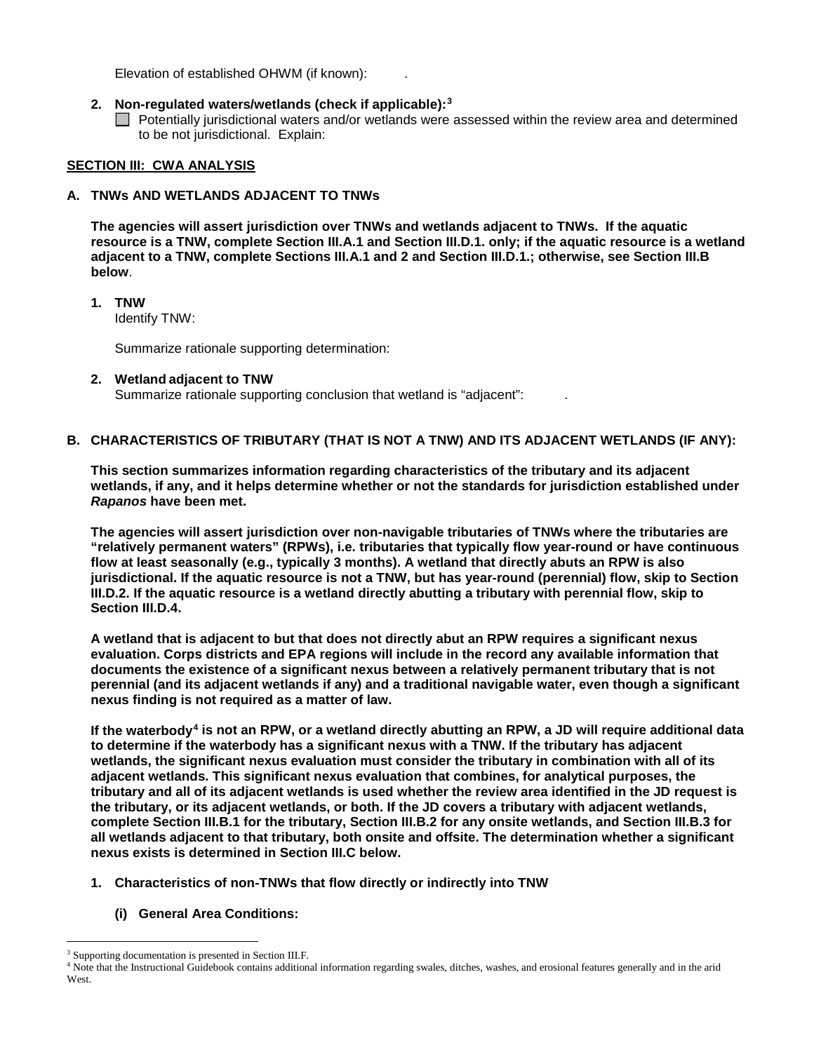Elevation of established OHWM (if known): .

**2. Non-regulated waters/wetlands (check if applicable):**[3]

☐ Potentially jurisdictional waters and/or wetlands were assessed within the review area and determined to be not jurisdictional. Explain:

## SECTION III: CWA ANALYSIS

### A. TNWs AND WETLANDS ADJACENT TO TNWs

**The agencies will assert jurisdiction over TNWs and wetlands adjacent to TNWs. If the aquatic resource is a TNW, complete Section III.A.1 and Section III.D.1. only; if the aquatic resource is a wetland adjacent to a TNW, complete Sections III.A.1 and 2 and Section III.D.1.; otherwise, see Section III.B below**.

**1. TNW**

Identify TNW:

Summarize rationale supporting determination:

**2. Wetland adjacent to TNW**

Summarize rationale supporting conclusion that wetland is "adjacent": .

### B. CHARACTERISTICS OF TRIBUTARY (THAT IS NOT A TNW) AND ITS ADJACENT WETLANDS (IF ANY):

**This section summarizes information regarding characteristics of the tributary and its adjacent wetlands, if any, and it helps determine whether or not the standards for jurisdiction established under *Rapanos* have been met.**

**The agencies will assert jurisdiction over non-navigable tributaries of TNWs where the tributaries are "relatively permanent waters" (RPWs), i.e. tributaries that typically flow year-round or have continuous flow at least seasonally (e.g., typically 3 months). A wetland that directly abuts an RPW is also jurisdictional. If the aquatic resource is not a TNW, but has year-round (perennial) flow, skip to Section III.D.2. If the aquatic resource is a wetland directly abutting a tributary with perennial flow, skip to Section III.D.4.**

**A wetland that is adjacent to but that does not directly abut an RPW requires a significant nexus evaluation. Corps districts and EPA regions will include in the record any available information that documents the existence of a significant nexus between a relatively permanent tributary that is not perennial (and its adjacent wetlands if any) and a traditional navigable water, even though a significant nexus finding is not required as a matter of law.**

**If the waterbody[4] is not an RPW, or a wetland directly abutting an RPW, a JD will require additional data to determine if the waterbody has a significant nexus with a TNW. If the tributary has adjacent wetlands, the significant nexus evaluation must consider the tributary in combination with all of its adjacent wetlands. This significant nexus evaluation that combines, for analytical purposes, the tributary and all of its adjacent wetlands is used whether the review area identified in the JD request is the tributary, or its adjacent wetlands, or both. If the JD covers a tributary with adjacent wetlands, complete Section III.B.1 for the tributary, Section III.B.2 for any onsite wetlands, and Section III.B.3 for all wetlands adjacent to that tributary, both onsite and offsite. The determination whether a significant nexus exists is determined in Section III.C below.**

**1. Characteristics of non-TNWs that flow directly or indirectly into TNW**

**(i) General Area Conditions:**

---

[3] Supporting documentation is presented in Section III.F.

[4] Note that the Instructional Guidebook contains additional information regarding swales, ditches, washes, and erosional features generally and in the arid West.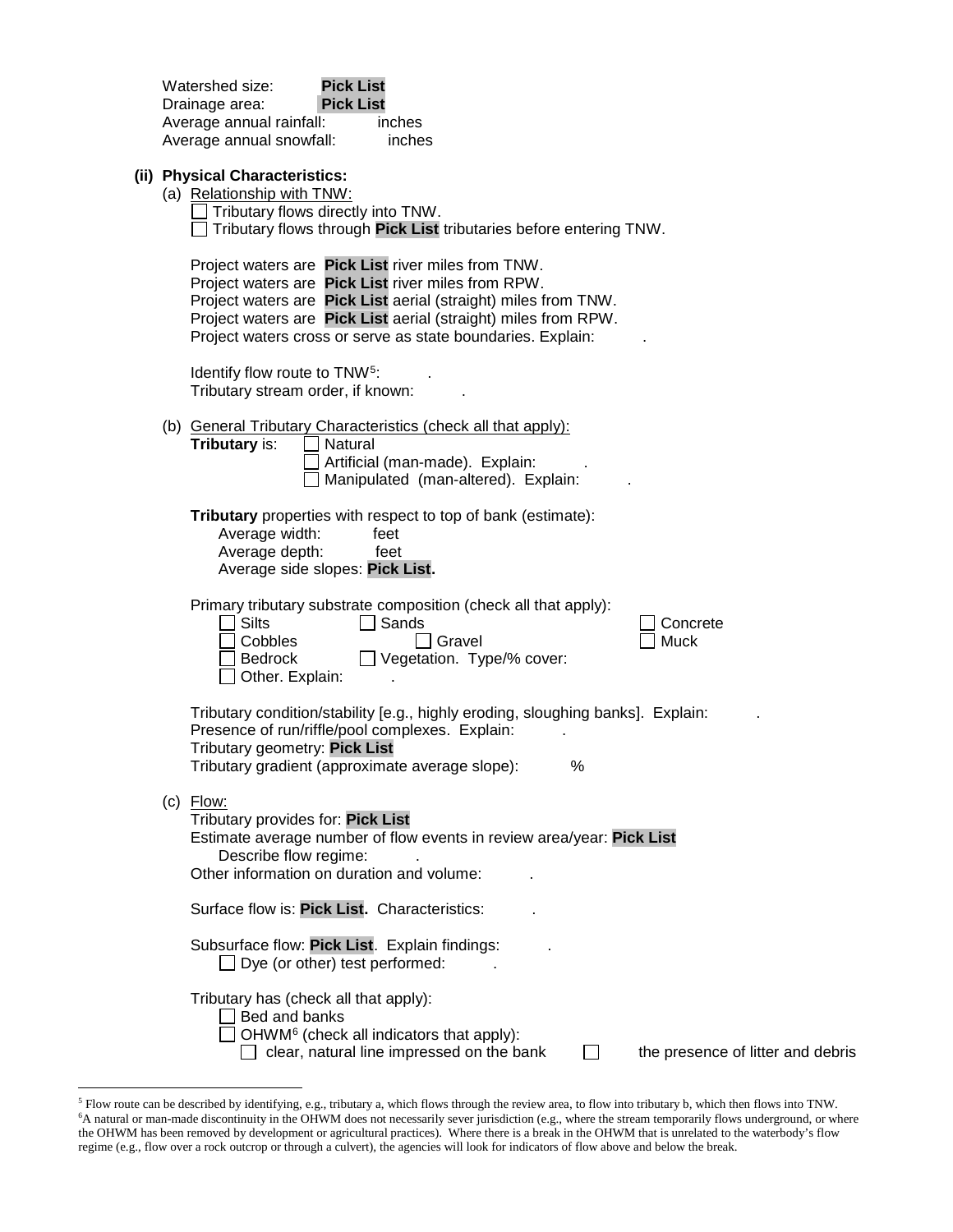Watershed size: **Pick List**
Drainage area: **Pick List**
Average annual rainfall: inches
Average annual snowfall: inches

**(ii) Physical Characteristics:**

(a) Relationship with TNW:

☐ Tributary flows directly into TNW.
☐ Tributary flows through **Pick List** tributaries before entering TNW.

Project waters are **Pick List** river miles from TNW.
Project waters are **Pick List** river miles from RPW.
Project waters are **Pick List** aerial (straight) miles from TNW.
Project waters are **Pick List** aerial (straight) miles from RPW.
Project waters cross or serve as state boundaries. Explain: .

Identify flow route to TNW[5]: .
Tributary stream order, if known: .

(b) General Tributary Characteristics (check all that apply):

**Tributary** is: ☐ Natural
☐ Artificial (man-made). Explain: .
☐ Manipulated (man-altered). Explain: .

**Tributary** properties with respect to top of bank (estimate):
Average width: feet
Average depth: feet
Average side slopes: **Pick List.**

Primary tributary substrate composition (check all that apply):
☐ Silts ☐ Sands ☐ Concrete
☐ Cobbles ☐ Gravel ☐ Muck
☐ Bedrock ☐ Vegetation. Type/% cover:
☐ Other. Explain: .

Tributary condition/stability [e.g., highly eroding, sloughing banks]. Explain: .
Presence of run/riffle/pool complexes. Explain: .
Tributary geometry: **Pick List**
Tributary gradient (approximate average slope): %

(c) Flow:

Tributary provides for: **Pick List**
Estimate average number of flow events in review area/year: **Pick List**
Describe flow regime: .
Other information on duration and volume: .

Surface flow is: **Pick List.** Characteristics: .

Subsurface flow: **Pick List**. Explain findings: .
☐ Dye (or other) test performed: .

Tributary has (check all that apply):
☐ Bed and banks
☐ OHWM[6] (check all indicators that apply):
☐ clear, natural line impressed on the bank ☐ the presence of litter and debris

---

[5] Flow route can be described by identifying, e.g., tributary a, which flows through the review area, to flow into tributary b, which then flows into TNW.

[6] A natural or man-made discontinuity in the OHWM does not necessarily sever jurisdiction (e.g., where the stream temporarily flows underground, or where the OHWM has been removed by development or agricultural practices). Where there is a break in the OHWM that is unrelated to the waterbody's flow regime (e.g., flow over a rock outcrop or through a culvert), the agencies will look for indicators of flow above and below the break.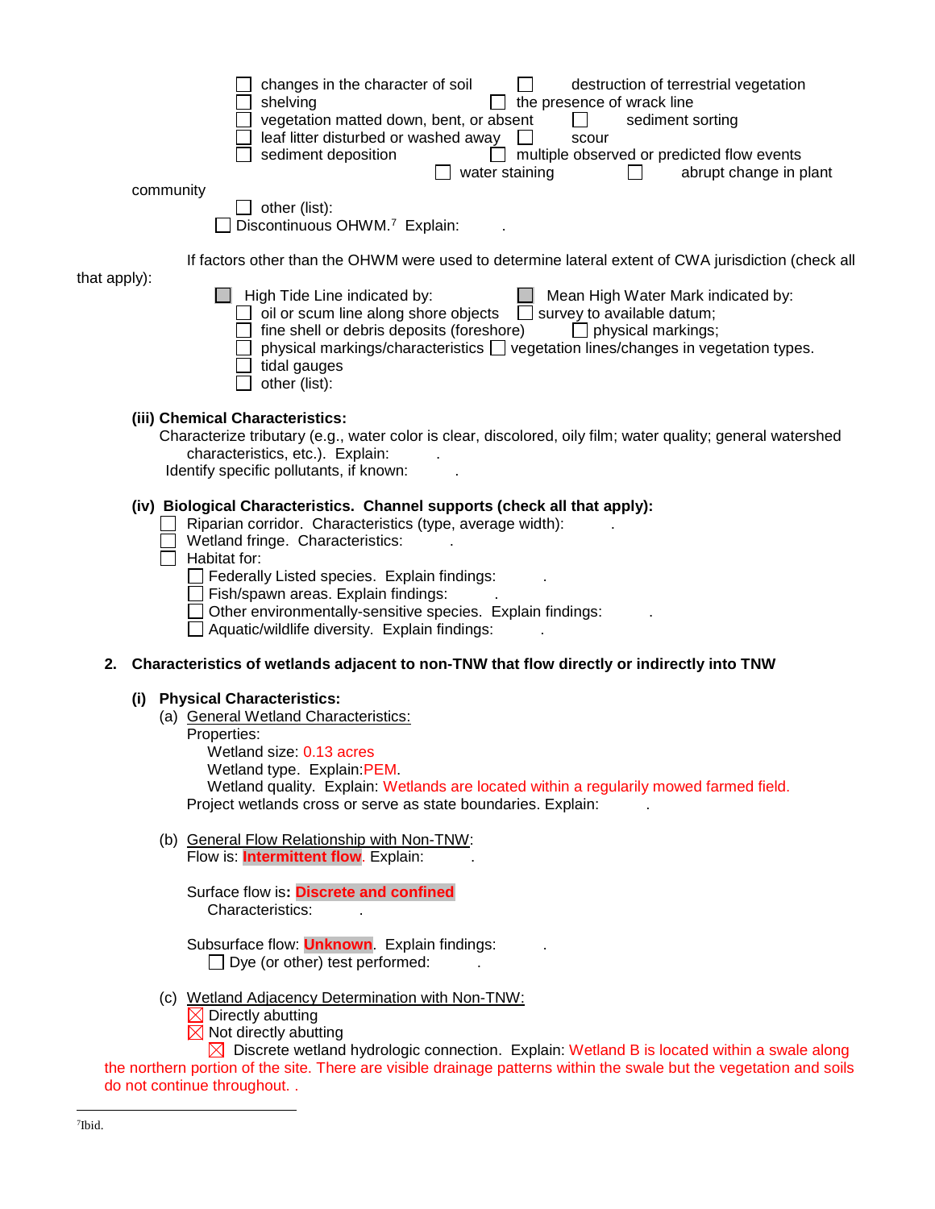- ☐ changes in the character of soil
- ☐ destruction of terrestrial vegetation
- ☐ shelving
- ☐ the presence of wrack line
- ☐ vegetation matted down, bent, or absent
- ☐ sediment sorting
- ☐ leaf litter disturbed or washed away
- ☐ scour
- ☐ sediment deposition
- ☐ multiple observed or predicted flow events
- ☐ water staining
- ☐ abrupt change in plant community
- ☐ other (list):

☐ Discontinuous OHWM.[7] Explain: .

If factors other than the OHWM were used to determine lateral extent of CWA jurisdiction (check all that apply):

- ☐ High Tide Line indicated by:
  - ☐ oil or scum line along shore objects
  - ☐ fine shell or debris deposits (foreshore)
  - ☐ physical markings/characteristics
  - ☐ tidal gauges
  - ☐ other (list):
- ☐ Mean High Water Mark indicated by:
  - ☐ survey to available datum;
  - ☐ physical markings;
  - ☐ vegetation lines/changes in vegetation types.

**(iii) Chemical Characteristics:**

Characterize tributary (e.g., water color is clear, discolored, oily film; water quality; general watershed characteristics, etc.). Explain: .

Identify specific pollutants, if known: .

**(iv) Biological Characteristics. Channel supports (check all that apply):**

- ☐ Riparian corridor. Characteristics (type, average width): .
- ☐ Wetland fringe. Characteristics: .
- ☐ Habitat for:
  - ☐ Federally Listed species. Explain findings: .
  - ☐ Fish/spawn areas. Explain findings: .
  - ☐ Other environmentally-sensitive species. Explain findings: .
  - ☐ Aquatic/wildlife diversity. Explain findings: .

**2. Characteristics of wetlands adjacent to non-TNW that flow directly or indirectly into TNW**

**(i) Physical Characteristics:**

(a) General Wetland Characteristics:

Properties:

Wetland size: 0.13 acres

Wetland type. Explain:PEM.

Wetland quality. Explain: Wetlands are located within a regularly mowed farmed field.

Project wetlands cross or serve as state boundaries. Explain: .

(b) General Flow Relationship with Non-TNW:

Flow is: **Intermittent flow**. Explain: .

Surface flow is**: Discrete and confined**

Characteristics: .

Subsurface flow: **Unknown**. Explain findings: .

☐ Dye (or other) test performed: .

(c) Wetland Adjacency Determination with Non-TNW:

- ☒ Directly abutting
- ☒ Not directly abutting
  - ☒ Discrete wetland hydrologic connection. Explain: Wetland B is located within a swale along the northern portion of the site. There are visible drainage patterns within the swale but the vegetation and soils do not continue throughout. .

[7]Ibid.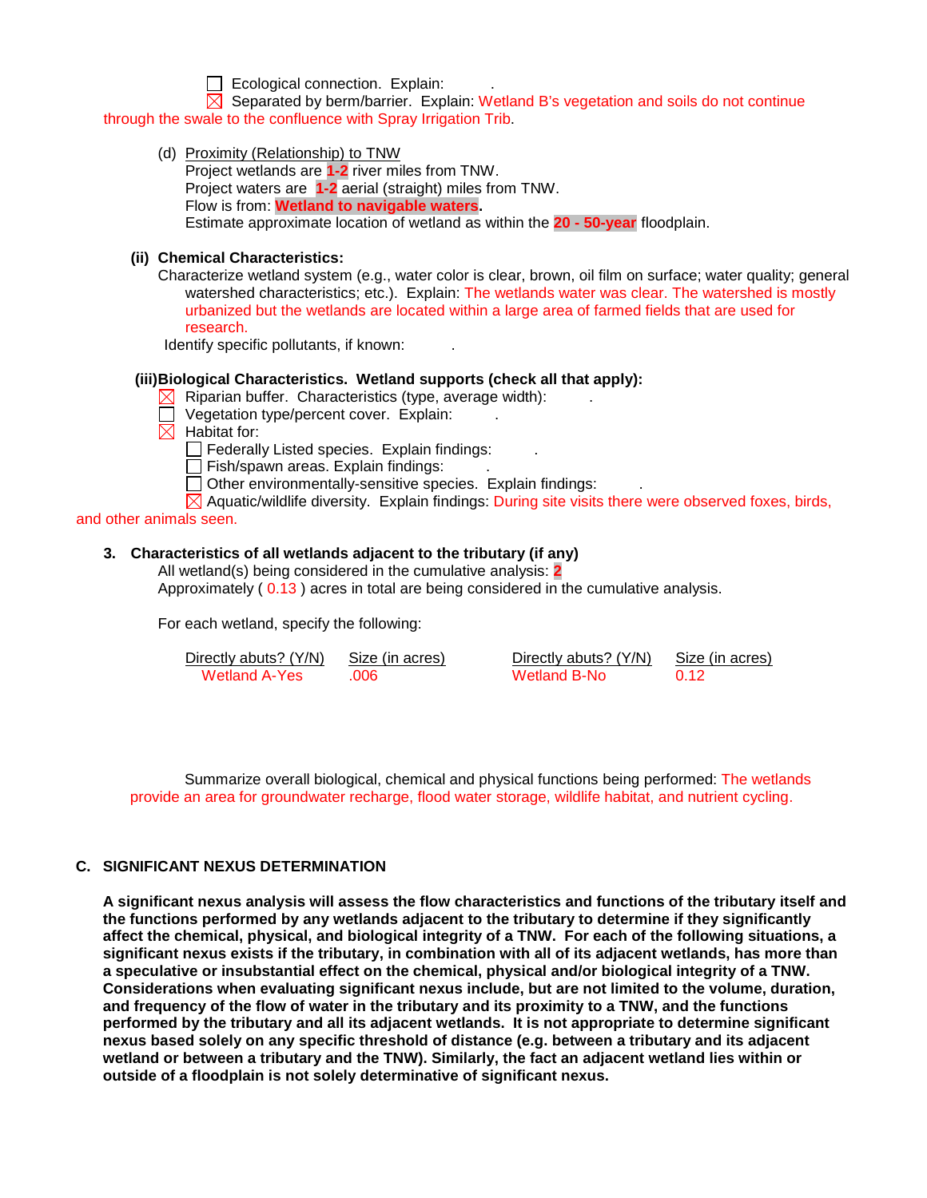☐ Ecological connection. Explain: .
☒ Separated by berm/barrier. Explain: Wetland B's vegetation and soils do not continue through the swale to the confluence with Spray Irrigation Trib.

(d) Proximity (Relationship) to TNW
Project wetlands are **1-2** river miles from TNW.
Project waters are **1-2** aerial (straight) miles from TNW.
Flow is from: **Wetland to navigable waters.**
Estimate approximate location of wetland as within the **20 - 50-year** floodplain.

**(ii) Chemical Characteristics:**
Characterize wetland system (e.g., water color is clear, brown, oil film on surface; water quality; general watershed characteristics; etc.). Explain: The wetlands water was clear. The watershed is mostly urbanized but the wetlands are located within a large area of farmed fields that are used for research.
Identify specific pollutants, if known: .

**(iii) Biological Characteristics. Wetland supports (check all that apply):**
☒ Riparian buffer. Characteristics (type, average width): .
☐ Vegetation type/percent cover. Explain: .
☒ Habitat for:
☐ Federally Listed species. Explain findings: .
☐ Fish/spawn areas. Explain findings: .
☐ Other environmentally-sensitive species. Explain findings: .
☒ Aquatic/wildlife diversity. Explain findings: During site visits there were observed foxes, birds, and other animals seen.

**3. Characteristics of all wetlands adjacent to the tributary (if any)**
All wetland(s) being considered in the cumulative analysis: **2**
Approximately ( 0.13 ) acres in total are being considered in the cumulative analysis.

For each wetland, specify the following:

| Directly abuts? (Y/N) | Size (in acres) | Directly abuts? (Y/N) | Size (in acres) |
|---|---|---|---|
| Wetland A-Yes | .006 | Wetland B-No | 0.12 |

Summarize overall biological, chemical and physical functions being performed: The wetlands provide an area for groundwater recharge, flood water storage, wildlife habitat, and nutrient cycling.

## C. SIGNIFICANT NEXUS DETERMINATION

**A significant nexus analysis will assess the flow characteristics and functions of the tributary itself and the functions performed by any wetlands adjacent to the tributary to determine if they significantly affect the chemical, physical, and biological integrity of a TNW. For each of the following situations, a significant nexus exists if the tributary, in combination with all of its adjacent wetlands, has more than a speculative or insubstantial effect on the chemical, physical and/or biological integrity of a TNW. Considerations when evaluating significant nexus include, but are not limited to the volume, duration, and frequency of the flow of water in the tributary and its proximity to a TNW, and the functions performed by the tributary and all its adjacent wetlands. It is not appropriate to determine significant nexus based solely on any specific threshold of distance (e.g. between a tributary and its adjacent wetland or between a tributary and the TNW). Similarly, the fact an adjacent wetland lies within or outside of a floodplain is not solely determinative of significant nexus.**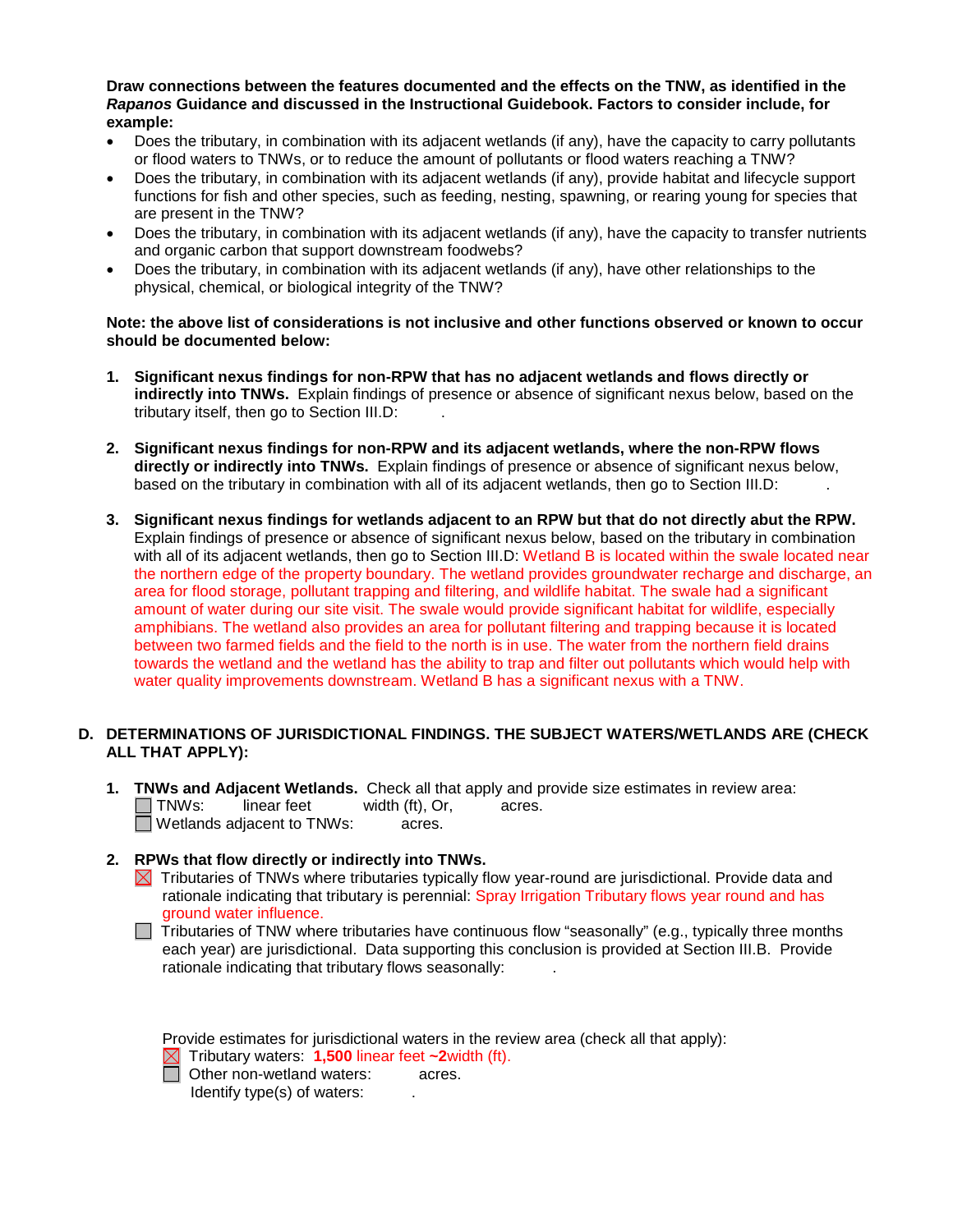**Draw connections between the features documented and the effects on the TNW, as identified in the *Rapanos* Guidance and discussed in the Instructional Guidebook. Factors to consider include, for example:**

- Does the tributary, in combination with its adjacent wetlands (if any), have the capacity to carry pollutants or flood waters to TNWs, or to reduce the amount of pollutants or flood waters reaching a TNW?
- Does the tributary, in combination with its adjacent wetlands (if any), provide habitat and lifecycle support functions for fish and other species, such as feeding, nesting, spawning, or rearing young for species that are present in the TNW?
- Does the tributary, in combination with its adjacent wetlands (if any), have the capacity to transfer nutrients and organic carbon that support downstream foodwebs?
- Does the tributary, in combination with its adjacent wetlands (if any), have other relationships to the physical, chemical, or biological integrity of the TNW?

**Note: the above list of considerations is not inclusive and other functions observed or known to occur should be documented below:**

1. **Significant nexus findings for non-RPW that has no adjacent wetlands and flows directly or indirectly into TNWs.** Explain findings of presence or absence of significant nexus below, based on the tributary itself, then go to Section III.D: .

2. **Significant nexus findings for non-RPW and its adjacent wetlands, where the non-RPW flows directly or indirectly into TNWs.** Explain findings of presence or absence of significant nexus below, based on the tributary in combination with all of its adjacent wetlands, then go to Section III.D: .

3. **Significant nexus findings for wetlands adjacent to an RPW but that do not directly abut the RPW.** Explain findings of presence or absence of significant nexus below, based on the tributary in combination with all of its adjacent wetlands, then go to Section III.D: Wetland B is located within the swale located near the northern edge of the property boundary. The wetland provides groundwater recharge and discharge, an area for flood storage, pollutant trapping and filtering, and wildlife habitat. The swale had a significant amount of water during our site visit. The swale would provide significant habitat for wildlife, especially amphibians. The wetland also provides an area for pollutant filtering and trapping because it is located between two farmed fields and the field to the north is in use. The water from the northern field drains towards the wetland and the wetland has the ability to trap and filter out pollutants which would help with water quality improvements downstream. Wetland B has a significant nexus with a TNW.

## D. DETERMINATIONS OF JURISDICTIONAL FINDINGS. THE SUBJECT WATERS/WETLANDS ARE (CHECK ALL THAT APPLY):

1. **TNWs and Adjacent Wetlands.** Check all that apply and provide size estimates in review area:
   - ☐ TNWs: linear feet width (ft), Or, acres.
   - ☐ Wetlands adjacent to TNWs: acres.

2. **RPWs that flow directly or indirectly into TNWs.**
   - ☒ Tributaries of TNWs where tributaries typically flow year-round are jurisdictional. Provide data and rationale indicating that tributary is perennial: Spray Irrigation Tributary flows year round and has ground water influence.
   - ☐ Tributaries of TNW where tributaries have continuous flow "seasonally" (e.g., typically three months each year) are jurisdictional. Data supporting this conclusion is provided at Section III.B. Provide rationale indicating that tributary flows seasonally: .

   Provide estimates for jurisdictional waters in the review area (check all that apply):
   - ☒ Tributary waters: **1,500** linear feet **~2**width (ft).
   - ☐ Other non-wetland waters: acres.
     Identify type(s) of waters: .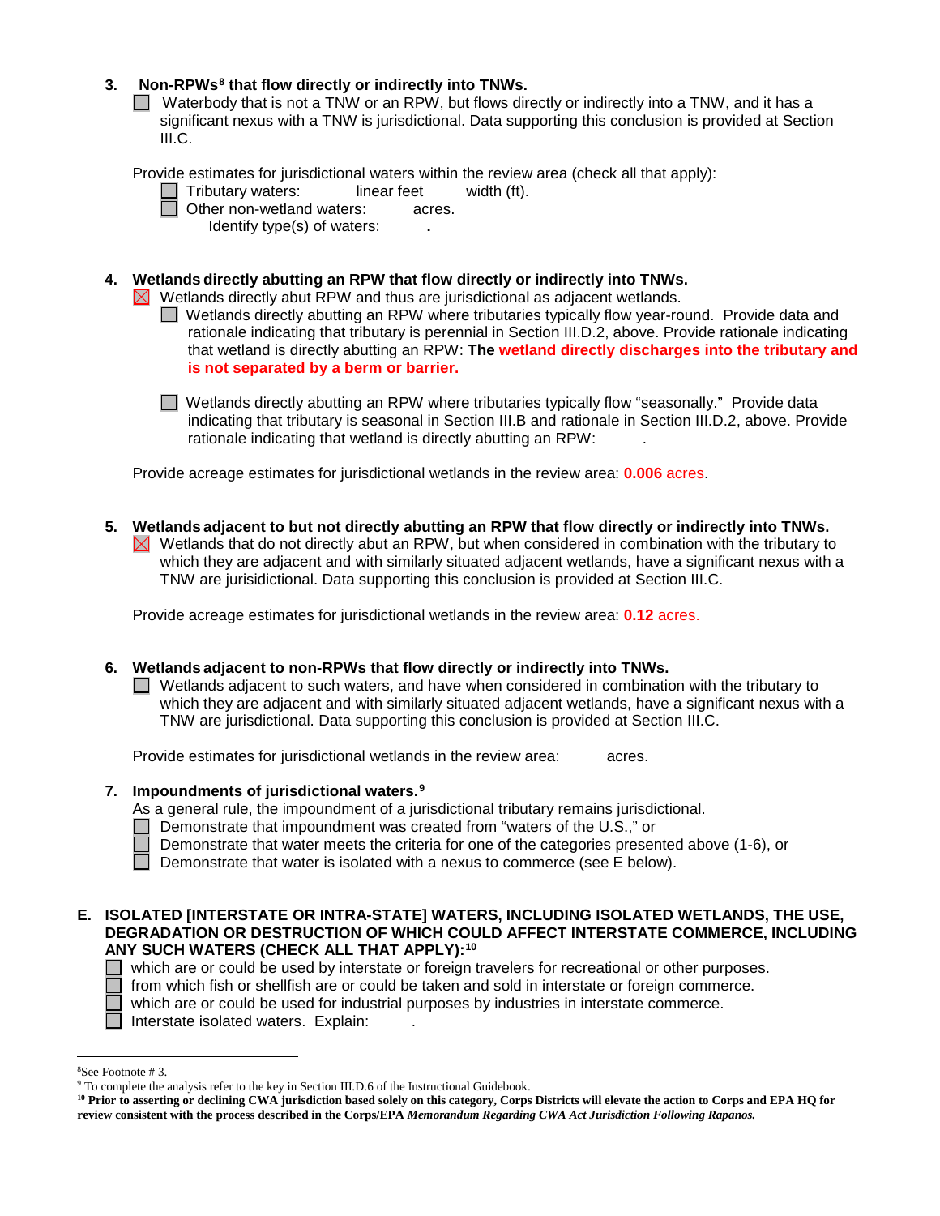3. **Non-RPWs[8] that flow directly or indirectly into TNWs.**

☐ Waterbody that is not a TNW or an RPW, but flows directly or indirectly into a TNW, and it has a significant nexus with a TNW is jurisdictional. Data supporting this conclusion is provided at Section III.C.

Provide estimates for jurisdictional waters within the review area (check all that apply):

- ☐ Tributary waters: linear feet width (ft).
- ☐ Other non-wetland waters: acres.
  - Identify type(s) of waters: .

4. **Wetlands directly abutting an RPW that flow directly or indirectly into TNWs.**

☒ Wetlands directly abut RPW and thus are jurisdictional as adjacent wetlands.

- ☐ Wetlands directly abutting an RPW where tributaries typically flow year-round. Provide data and rationale indicating that tributary is perennial in Section III.D.2, above. Provide rationale indicating that wetland is directly abutting an RPW: **The wetland directly discharges into the tributary and is not separated by a berm or barrier.**

- ☐ Wetlands directly abutting an RPW where tributaries typically flow "seasonally." Provide data indicating that tributary is seasonal in Section III.B and rationale in Section III.D.2, above. Provide rationale indicating that wetland is directly abutting an RPW: .

Provide acreage estimates for jurisdictional wetlands in the review area: **0.006** acres.

5. **Wetlands adjacent to but not directly abutting an RPW that flow directly or indirectly into TNWs.**

☒ Wetlands that do not directly abut an RPW, but when considered in combination with the tributary to which they are adjacent and with similarly situated adjacent wetlands, have a significant nexus with a TNW are jurisidictional. Data supporting this conclusion is provided at Section III.C.

Provide acreage estimates for jurisdictional wetlands in the review area: **0.12** acres.

6. **Wetlands adjacent to non-RPWs that flow directly or indirectly into TNWs.**

☐ Wetlands adjacent to such waters, and have when considered in combination with the tributary to which they are adjacent and with similarly situated adjacent wetlands, have a significant nexus with a TNW are jurisdictional. Data supporting this conclusion is provided at Section III.C.

Provide estimates for jurisdictional wetlands in the review area: acres.

7. **Impoundments of jurisdictional waters.[9]**

As a general rule, the impoundment of a jurisdictional tributary remains jurisdictional.

- ☐ Demonstrate that impoundment was created from "waters of the U.S.," or
- ☐ Demonstrate that water meets the criteria for one of the categories presented above (1-6), or
- ☐ Demonstrate that water is isolated with a nexus to commerce (see E below).

**E. ISOLATED [INTERSTATE OR INTRA-STATE] WATERS, INCLUDING ISOLATED WETLANDS, THE USE, DEGRADATION OR DESTRUCTION OF WHICH COULD AFFECT INTERSTATE COMMERCE, INCLUDING ANY SUCH WATERS (CHECK ALL THAT APPLY):[10]**

- ☐ which are or could be used by interstate or foreign travelers for recreational or other purposes.
- ☐ from which fish or shellfish are or could be taken and sold in interstate or foreign commerce.
- ☐ which are or could be used for industrial purposes by industries in interstate commerce.
- ☐ Interstate isolated waters. Explain: .

---

[8] See Footnote # 3.

[9] To complete the analysis refer to the key in Section III.D.6 of the Instructional Guidebook.

[10] **Prior to asserting or declining CWA jurisdiction based solely on this category, Corps Districts will elevate the action to Corps and EPA HQ for review consistent with the process described in the Corps/EPA *Memorandum Regarding CWA Act Jurisdiction Following Rapanos.***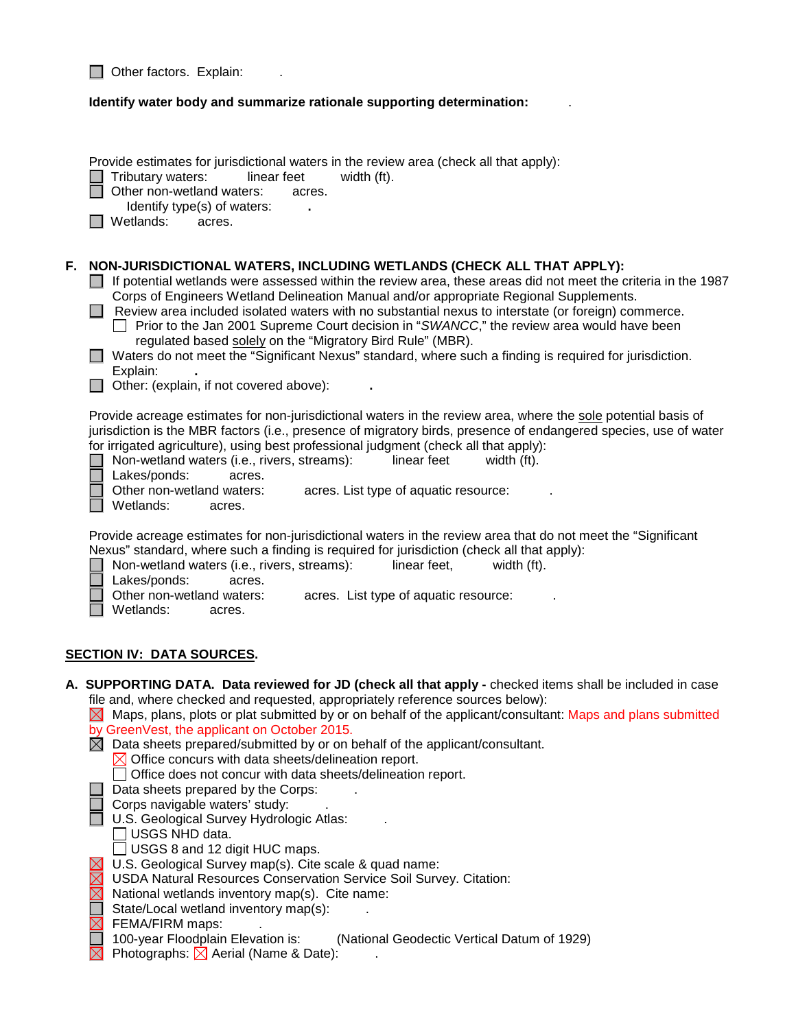☐ Other factors. Explain: .

**Identify water body and summarize rationale supporting determination:** .

Provide estimates for jurisdictional waters in the review area (check all that apply):

☐ Tributary waters: linear feet width (ft).

☐ Other non-wetland waters: acres.

Identify type(s) of waters: **.**

☐ Wetlands: acres.

**F. NON-JURISDICTIONAL WATERS, INCLUDING WETLANDS (CHECK ALL THAT APPLY):**

☐ If potential wetlands were assessed within the review area, these areas did not meet the criteria in the 1987 Corps of Engineers Wetland Delineation Manual and/or appropriate Regional Supplements.

☐ Review area included isolated waters with no substantial nexus to interstate (or foreign) commerce.

☐ Prior to the Jan 2001 Supreme Court decision in "*SWANCC*," the review area would have been regulated based solely on the "Migratory Bird Rule" (MBR).

☐ Waters do not meet the "Significant Nexus" standard, where such a finding is required for jurisdiction. Explain: **.**

☐ Other: (explain, if not covered above): **.**

Provide acreage estimates for non-jurisdictional waters in the review area, where the sole potential basis of jurisdiction is the MBR factors (i.e., presence of migratory birds, presence of endangered species, use of water for irrigated agriculture), using best professional judgment (check all that apply):

☐ Non-wetland waters (i.e., rivers, streams): linear feet width (ft).

☐ Lakes/ponds: acres.

☐ Other non-wetland waters: acres. List type of aquatic resource: .

☐ Wetlands: acres.

Provide acreage estimates for non-jurisdictional waters in the review area that do not meet the "Significant Nexus" standard, where such a finding is required for jurisdiction (check all that apply):

☐ Non-wetland waters (i.e., rivers, streams): linear feet, width (ft).

☐ Lakes/ponds: acres.

☐ Other non-wetland waters: acres. List type of aquatic resource: .

☐ Wetlands: acres.

## SECTION IV: DATA SOURCES.

**A. SUPPORTING DATA. Data reviewed for JD (check all that apply -** checked items shall be included in case file and, where checked and requested, appropriately reference sources below):

☒ Maps, plans, plots or plat submitted by or on behalf of the applicant/consultant: Maps and plans submitted by GreenVest, the applicant on October 2015.

☒ Data sheets prepared/submitted by or on behalf of the applicant/consultant.

☒ Office concurs with data sheets/delineation report.

☐ Office does not concur with data sheets/delineation report.

☐ Data sheets prepared by the Corps: .

☐ Corps navigable waters' study: .

☐ U.S. Geological Survey Hydrologic Atlas: .

☐ USGS NHD data.

☐ USGS 8 and 12 digit HUC maps.

☒ U.S. Geological Survey map(s). Cite scale & quad name:

☒ USDA Natural Resources Conservation Service Soil Survey. Citation:

☒ National wetlands inventory map(s). Cite name:

☐ State/Local wetland inventory map(s): .

☒ FEMA/FIRM maps: .

☐ 100-year Floodplain Elevation is: (National Geodectic Vertical Datum of 1929)

☒ Photographs: ☒ Aerial (Name & Date): .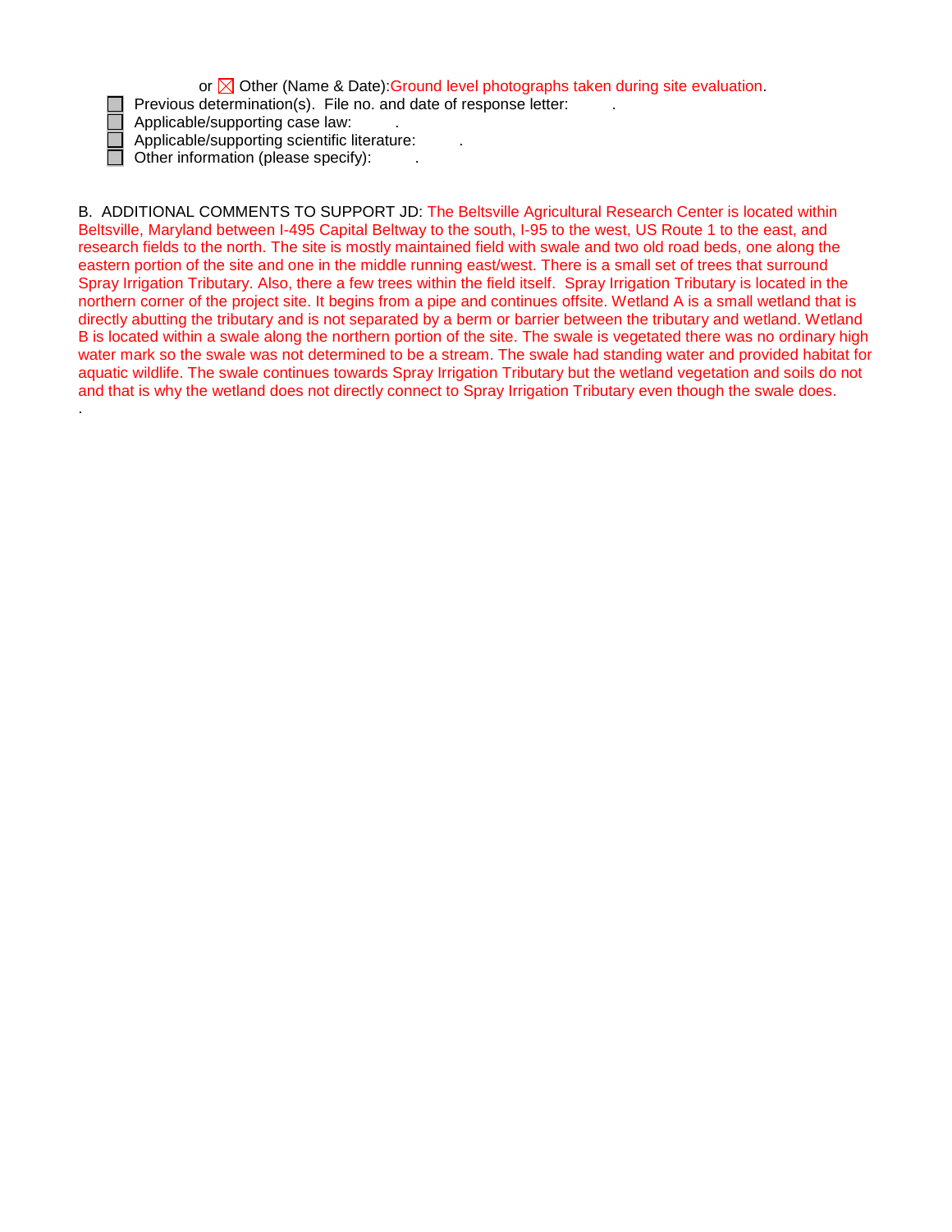or ☒ Other (Name & Date):Ground level photographs taken during site evaluation.

☐ Previous determination(s). File no. and date of response letter: .

☐ Applicable/supporting case law: .

☐ Applicable/supporting scientific literature: .

☐ Other information (please specify): .

B. ADDITIONAL COMMENTS TO SUPPORT JD: The Beltsville Agricultural Research Center is located within Beltsville, Maryland between I-495 Capital Beltway to the south, I-95 to the west, US Route 1 to the east, and research fields to the north. The site is mostly maintained field with swale and two old road beds, one along the eastern portion of the site and one in the middle running east/west. There is a small set of trees that surround Spray Irrigation Tributary. Also, there a few trees within the field itself. Spray Irrigation Tributary is located in the northern corner of the project site. It begins from a pipe and continues offsite. Wetland A is a small wetland that is directly abutting the tributary and is not separated by a berm or barrier between the tributary and wetland. Wetland B is located within a swale along the northern portion of the site. The swale is vegetated there was no ordinary high water mark so the swale was not determined to be a stream. The swale had standing water and provided habitat for aquatic wildlife. The swale continues towards Spray Irrigation Tributary but the wetland vegetation and soils do not and that is why the wetland does not directly connect to Spray Irrigation Tributary even though the swale does.

.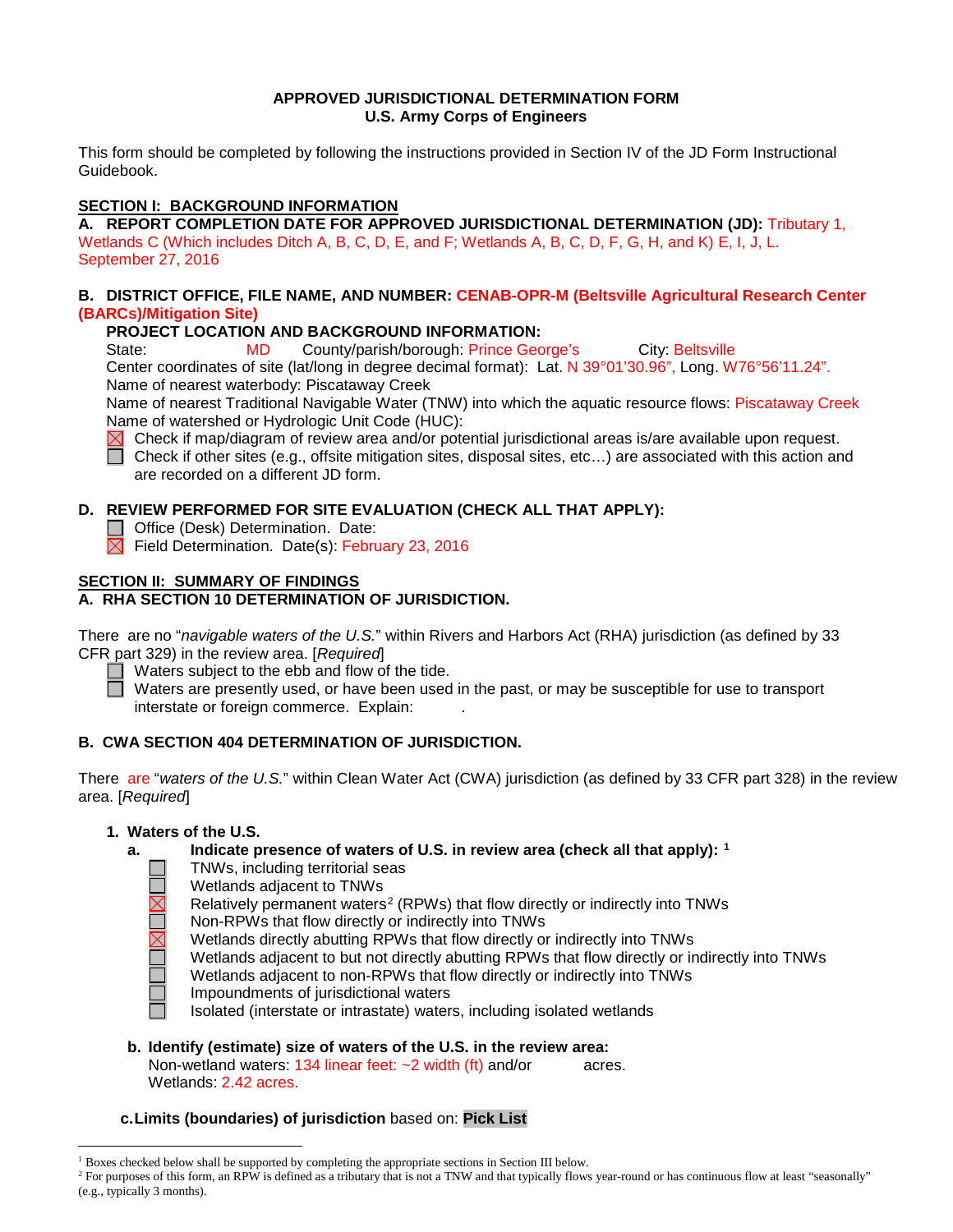**APPROVED JURISDICTIONAL DETERMINATION FORM**
**U.S. Army Corps of Engineers**

This form should be completed by following the instructions provided in Section IV of the JD Form Instructional Guidebook.

## SECTION I: BACKGROUND INFORMATION

**A. REPORT COMPLETION DATE FOR APPROVED JURISDICTIONAL DETERMINATION (JD):** Tributary 1, Wetlands C (Which includes Ditch A, B, C, D, E, and F; Wetlands A, B, C, D, F, G, H, and K) E, I, J, L. September 27, 2016

**B. DISTRICT OFFICE, FILE NAME, AND NUMBER: CENAB-OPR-M (Beltsville Agricultural Research Center (BARCs)/Mitigation Site)**

**PROJECT LOCATION AND BACKGROUND INFORMATION:**

State: MD County/parish/borough: Prince George's City: Beltsville

Center coordinates of site (lat/long in degree decimal format): Lat. N 39°01'30.96", Long. W76°56'11.24".

Name of nearest waterbody: Piscataway Creek

Name of nearest Traditional Navigable Water (TNW) into which the aquatic resource flows: Piscataway Creek

Name of watershed or Hydrologic Unit Code (HUC):

- [x] Check if map/diagram of review area and/or potential jurisdictional areas is/are available upon request.
- [ ] Check if other sites (e.g., offsite mitigation sites, disposal sites, etc…) are associated with this action and are recorded on a different JD form.

**D. REVIEW PERFORMED FOR SITE EVALUATION (CHECK ALL THAT APPLY):**

- [ ] Office (Desk) Determination. Date:
- [x] Field Determination. Date(s): February 23, 2016

## SECTION II: SUMMARY OF FINDINGS

**A. RHA SECTION 10 DETERMINATION OF JURISDICTION.**

There are no "*navigable waters of the U.S.*" within Rivers and Harbors Act (RHA) jurisdiction (as defined by 33 CFR part 329) in the review area. [*Required*]

- [ ] Waters subject to the ebb and flow of the tide.
- [ ] Waters are presently used, or have been used in the past, or may be susceptible for use to transport interstate or foreign commerce. Explain: .

**B. CWA SECTION 404 DETERMINATION OF JURISDICTION.**

There are "*waters of the U.S.*" within Clean Water Act (CWA) jurisdiction (as defined by 33 CFR part 328) in the review area. [*Required*]

**1. Waters of the U.S.**

**a. Indicate presence of waters of U.S. in review area (check all that apply):** [1]

- [ ] TNWs, including territorial seas
- [ ] Wetlands adjacent to TNWs
- [x] Relatively permanent waters[2] (RPWs) that flow directly or indirectly into TNWs
- [ ] Non-RPWs that flow directly or indirectly into TNWs
- [x] Wetlands directly abutting RPWs that flow directly or indirectly into TNWs
- [ ] Wetlands adjacent to but not directly abutting RPWs that flow directly or indirectly into TNWs
- [ ] Wetlands adjacent to non-RPWs that flow directly or indirectly into TNWs
- [ ] Impoundments of jurisdictional waters
- [ ] Isolated (interstate or intrastate) waters, including isolated wetlands

**b. Identify (estimate) size of waters of the U.S. in the review area:**

Non-wetland waters: 134 linear feet: ~2 width (ft) and/or acres.

Wetlands: 2.42 acres.

**c. Limits (boundaries) of jurisdiction** based on: **Pick List**

---

[1] Boxes checked below shall be supported by completing the appropriate sections in Section III below.

[2] For purposes of this form, an RPW is defined as a tributary that is not a TNW and that typically flows year-round or has continuous flow at least "seasonally" (e.g., typically 3 months).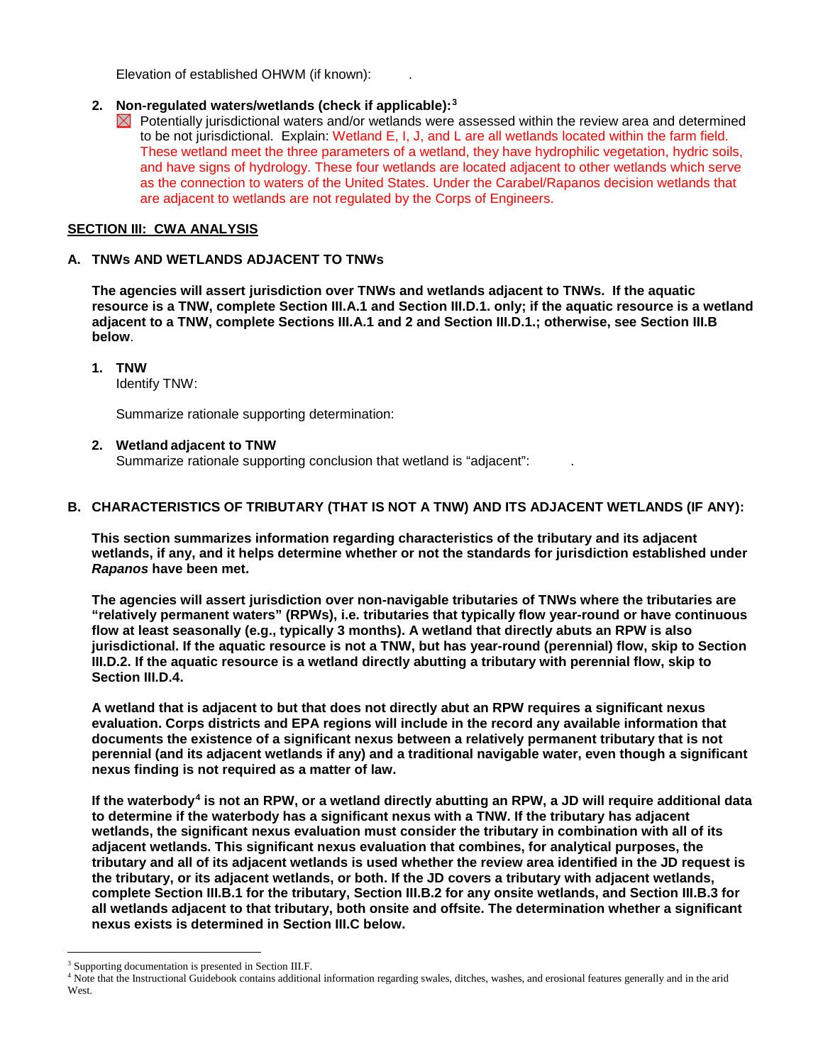Elevation of established OHWM (if known): .

2. **Non-regulated waters/wetlands (check if applicable):**[3]

☒ Potentially jurisdictional waters and/or wetlands were assessed within the review area and determined to be not jurisdictional. Explain: Wetland E, I, J, and L are all wetlands located within the farm field. These wetland meet the three parameters of a wetland, they have hydrophilic vegetation, hydric soils, and have signs of hydrology. These four wetlands are located adjacent to other wetlands which serve as the connection to waters of the United States. Under the Carabel/Rapanos decision wetlands that are adjacent to wetlands are not regulated by the Corps of Engineers.

## SECTION III: CWA ANALYSIS

### A. TNWs AND WETLANDS ADJACENT TO TNWs

**The agencies will assert jurisdiction over TNWs and wetlands adjacent to TNWs. If the aquatic resource is a TNW, complete Section III.A.1 and Section III.D.1. only; if the aquatic resource is a wetland adjacent to a TNW, complete Sections III.A.1 and 2 and Section III.D.1.; otherwise, see Section III.B below**.

1. **TNW**

   Identify TNW:

   Summarize rationale supporting determination:

2. **Wetland adjacent to TNW**

   Summarize rationale supporting conclusion that wetland is "adjacent": .

### B. CHARACTERISTICS OF TRIBUTARY (THAT IS NOT A TNW) AND ITS ADJACENT WETLANDS (IF ANY):

**This section summarizes information regarding characteristics of the tributary and its adjacent wetlands, if any, and it helps determine whether or not the standards for jurisdiction established under *Rapanos* have been met.**

**The agencies will assert jurisdiction over non-navigable tributaries of TNWs where the tributaries are "relatively permanent waters" (RPWs), i.e. tributaries that typically flow year-round or have continuous flow at least seasonally (e.g., typically 3 months). A wetland that directly abuts an RPW is also jurisdictional. If the aquatic resource is not a TNW, but has year-round (perennial) flow, skip to Section III.D.2. If the aquatic resource is a wetland directly abutting a tributary with perennial flow, skip to Section III.D.4.**

**A wetland that is adjacent to but that does not directly abut an RPW requires a significant nexus evaluation. Corps districts and EPA regions will include in the record any available information that documents the existence of a significant nexus between a relatively permanent tributary that is not perennial (and its adjacent wetlands if any) and a traditional navigable water, even though a significant nexus finding is not required as a matter of law.**

**If the waterbody[4] is not an RPW, or a wetland directly abutting an RPW, a JD will require additional data to determine if the waterbody has a significant nexus with a TNW. If the tributary has adjacent wetlands, the significant nexus evaluation must consider the tributary in combination with all of its adjacent wetlands. This significant nexus evaluation that combines, for analytical purposes, the tributary and all of its adjacent wetlands is used whether the review area identified in the JD request is the tributary, or its adjacent wetlands, or both. If the JD covers a tributary with adjacent wetlands, complete Section III.B.1 for the tributary, Section III.B.2 for any onsite wetlands, and Section III.B.3 for all wetlands adjacent to that tributary, both onsite and offsite. The determination whether a significant nexus exists is determined in Section III.C below.**

---

[3] Supporting documentation is presented in Section III.F.

[4] Note that the Instructional Guidebook contains additional information regarding swales, ditches, washes, and erosional features generally and in the arid West.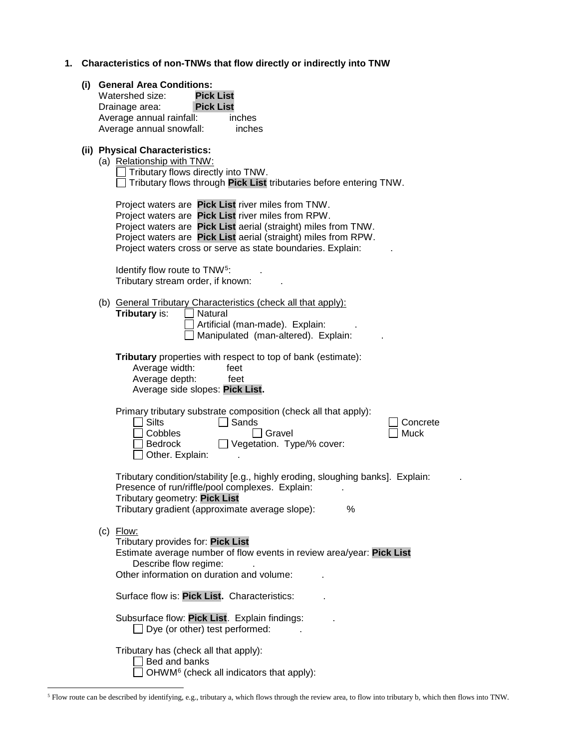## 1. Characteristics of non-TNWs that flow directly or indirectly into TNW

### (i) General Area Conditions:

Watershed size: **Pick List**
Drainage area: **Pick List**
Average annual rainfall: inches
Average annual snowfall: inches

### (ii) Physical Characteristics:

(a) Relationship with TNW:

☐ Tributary flows directly into TNW.
☐ Tributary flows through **Pick List** tributaries before entering TNW.

Project waters are **Pick List** river miles from TNW.
Project waters are **Pick List** river miles from RPW.
Project waters are **Pick List** aerial (straight) miles from TNW.
Project waters are **Pick List** aerial (straight) miles from RPW.
Project waters cross or serve as state boundaries. Explain: .

Identify flow route to TNW[5]: .
Tributary stream order, if known: .

(b) General Tributary Characteristics (check all that apply):

**Tributary** is: ☐ Natural
☐ Artificial (man-made). Explain: .
☐ Manipulated (man-altered). Explain: .

**Tributary** properties with respect to top of bank (estimate):
Average width: feet
Average depth: feet
Average side slopes: **Pick List.**

Primary tributary substrate composition (check all that apply):
☐ Silts ☐ Sands ☐ Concrete
☐ Cobbles ☐ Gravel ☐ Muck
☐ Bedrock ☐ Vegetation. Type/% cover:
☐ Other. Explain: .

Tributary condition/stability [e.g., highly eroding, sloughing banks]. Explain: .
Presence of run/riffle/pool complexes. Explain: .
Tributary geometry: **Pick List**
Tributary gradient (approximate average slope): %

(c) Flow:

Tributary provides for: **Pick List**
Estimate average number of flow events in review area/year: **Pick List**
Describe flow regime: .
Other information on duration and volume: .

Surface flow is: **Pick List.** Characteristics: .

Subsurface flow: **Pick List**. Explain findings: .
☐ Dye (or other) test performed: .

Tributary has (check all that apply):
☐ Bed and banks
☐ OHWM[6] (check all indicators that apply):

---

[5] Flow route can be described by identifying, e.g., tributary a, which flows through the review area, to flow into tributary b, which then flows into TNW.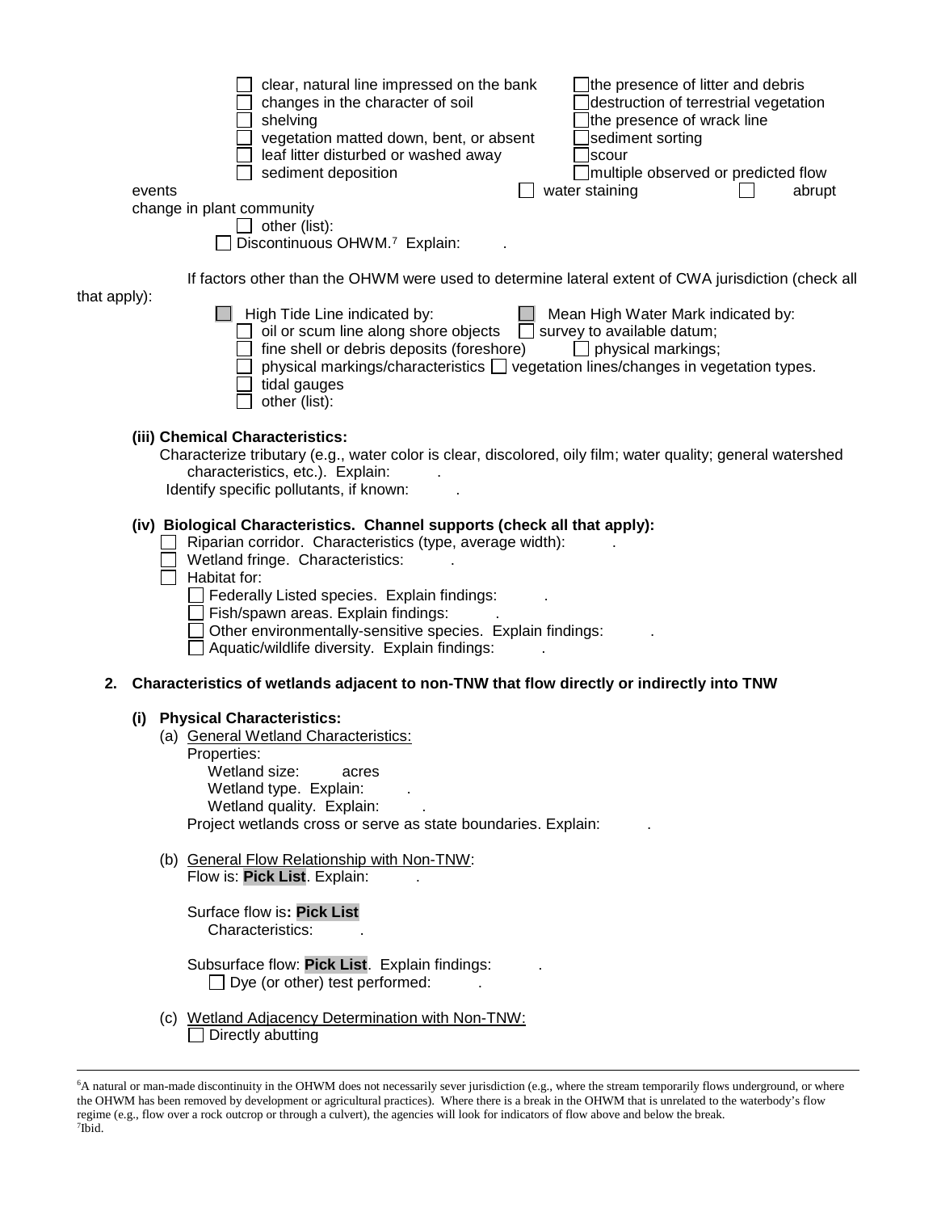☐ clear, natural line impressed on the bank ☐ the presence of litter and debris
☐ changes in the character of soil ☐ destruction of terrestrial vegetation
☐ shelving ☐ the presence of wrack line
☐ vegetation matted down, bent, or absent ☐ sediment sorting
☐ leaf litter disturbed or washed away ☐ scour
☐ sediment deposition ☐ multiple observed or predicted flow events
☐ water staining ☐ abrupt change in plant community
☐ other (list):
☐ Discontinuous OHWM.[7] Explain: .

If factors other than the OHWM were used to determine lateral extent of CWA jurisdiction (check all that apply):

☐ High Tide Line indicated by: ☐ Mean High Water Mark indicated by:
☐ oil or scum line along shore objects ☐ survey to available datum;
☐ fine shell or debris deposits (foreshore) ☐ physical markings;
☐ physical markings/characteristics ☐ vegetation lines/changes in vegetation types.
☐ tidal gauges
☐ other (list):

**(iii) Chemical Characteristics:**

Characterize tributary (e.g., water color is clear, discolored, oily film; water quality; general watershed characteristics, etc.). Explain: .

Identify specific pollutants, if known: .

**(iv) Biological Characteristics. Channel supports (check all that apply):**

☐ Riparian corridor. Characteristics (type, average width): .
☐ Wetland fringe. Characteristics: .
☐ Habitat for:
- ☐ Federally Listed species. Explain findings: .
- ☐ Fish/spawn areas. Explain findings: .
- ☐ Other environmentally-sensitive species. Explain findings: .
- ☐ Aquatic/wildlife diversity. Explain findings: .

**2. Characteristics of wetlands adjacent to non-TNW that flow directly or indirectly into TNW**

**(i) Physical Characteristics:**

(a) General Wetland Characteristics:

Properties:

Wetland size: acres

Wetland type. Explain: .

Wetland quality. Explain: .

Project wetlands cross or serve as state boundaries. Explain: .

(b) General Flow Relationship with Non-TNW:

Flow is: **Pick List**. Explain: .

Surface flow is**: Pick List**

Characteristics: .

Subsurface flow: **Pick List**. Explain findings: .

☐ Dye (or other) test performed: .

(c) Wetland Adjacency Determination with Non-TNW:

☐ Directly abutting

---

[6]A natural or man-made discontinuity in the OHWM does not necessarily sever jurisdiction (e.g., where the stream temporarily flows underground, or where the OHWM has been removed by development or agricultural practices). Where there is a break in the OHWM that is unrelated to the waterbody's flow regime (e.g., flow over a rock outcrop or through a culvert), the agencies will look for indicators of flow above and below the break.

[7]Ibid.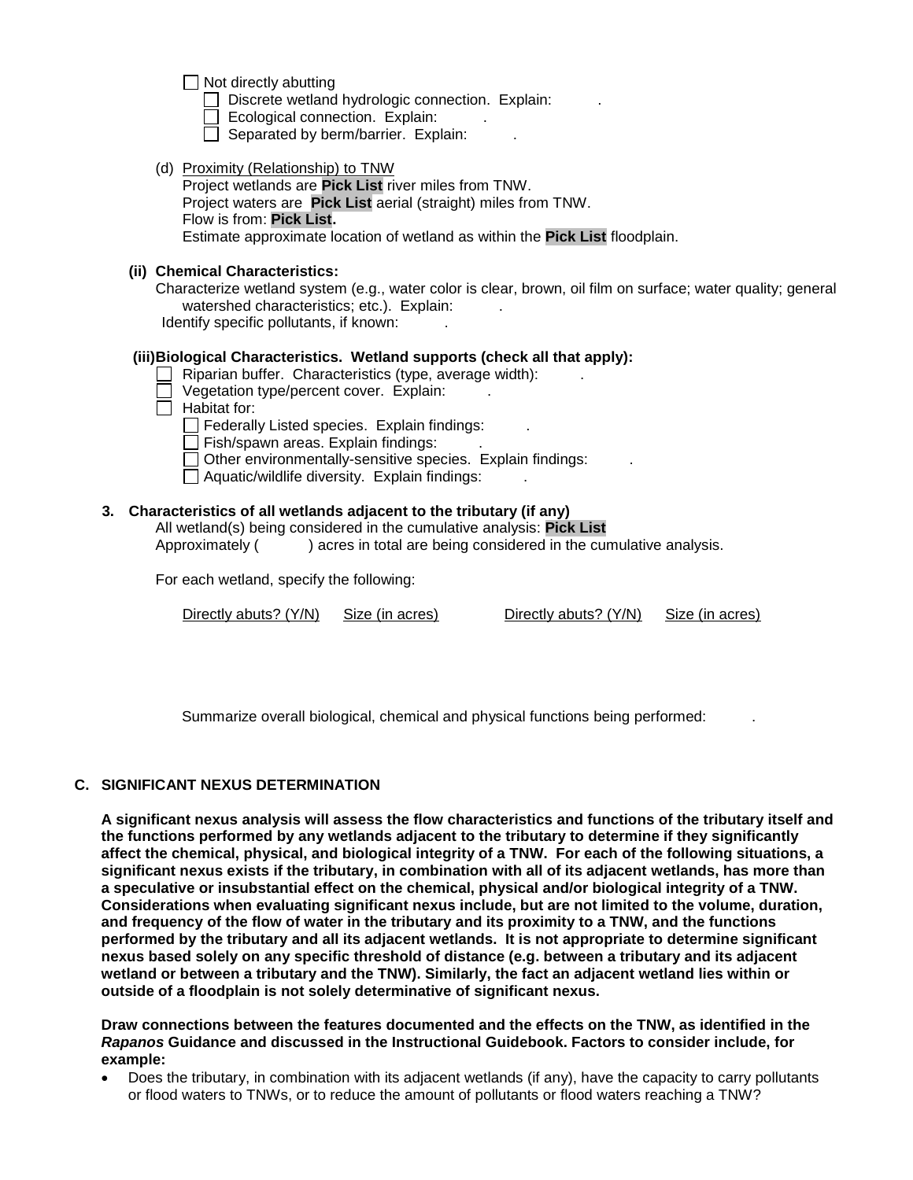☐ Not directly abutting
  ☐ Discrete wetland hydrologic connection. Explain: .
  ☐ Ecological connection. Explain: .
  ☐ Separated by berm/barrier. Explain: .

(d) Proximity (Relationship) to TNW
   Project wetlands are **Pick List** river miles from TNW.
   Project waters are **Pick List** aerial (straight) miles from TNW.
   Flow is from: **Pick List.**
   Estimate approximate location of wetland as within the **Pick List** floodplain.

**(ii) Chemical Characteristics:**

Characterize wetland system (e.g., water color is clear, brown, oil film on surface; water quality; general watershed characteristics; etc.). Explain: .
Identify specific pollutants, if known: .

**(iii) Biological Characteristics. Wetland supports (check all that apply):**

☐ Riparian buffer. Characteristics (type, average width): .
☐ Vegetation type/percent cover. Explain: .
☐ Habitat for:
  ☐ Federally Listed species. Explain findings: .
  ☐ Fish/spawn areas. Explain findings: .
  ☐ Other environmentally-sensitive species. Explain findings: .
  ☐ Aquatic/wildlife diversity. Explain findings: .

**3. Characteristics of all wetlands adjacent to the tributary (if any)**

All wetland(s) being considered in the cumulative analysis: **Pick List**
Approximately ( ) acres in total are being considered in the cumulative analysis.

For each wetland, specify the following:

| Directly abuts? (Y/N) | Size (in acres) | Directly abuts? (Y/N) | Size (in acres) |
|---|---|---|---|
| | | | |

Summarize overall biological, chemical and physical functions being performed: .

## C. SIGNIFICANT NEXUS DETERMINATION

**A significant nexus analysis will assess the flow characteristics and functions of the tributary itself and the functions performed by any wetlands adjacent to the tributary to determine if they significantly affect the chemical, physical, and biological integrity of a TNW. For each of the following situations, a significant nexus exists if the tributary, in combination with all of its adjacent wetlands, has more than a speculative or insubstantial effect on the chemical, physical and/or biological integrity of a TNW. Considerations when evaluating significant nexus include, but are not limited to the volume, duration, and frequency of the flow of water in the tributary and its proximity to a TNW, and the functions performed by the tributary and all its adjacent wetlands. It is not appropriate to determine significant nexus based solely on any specific threshold of distance (e.g. between a tributary and its adjacent wetland or between a tributary and the TNW). Similarly, the fact an adjacent wetland lies within or outside of a floodplain is not solely determinative of significant nexus.**

**Draw connections between the features documented and the effects on the TNW, as identified in the *Rapanos* Guidance and discussed in the Instructional Guidebook. Factors to consider include, for example:**

- Does the tributary, in combination with its adjacent wetlands (if any), have the capacity to carry pollutants or flood waters to TNWs, or to reduce the amount of pollutants or flood waters reaching a TNW?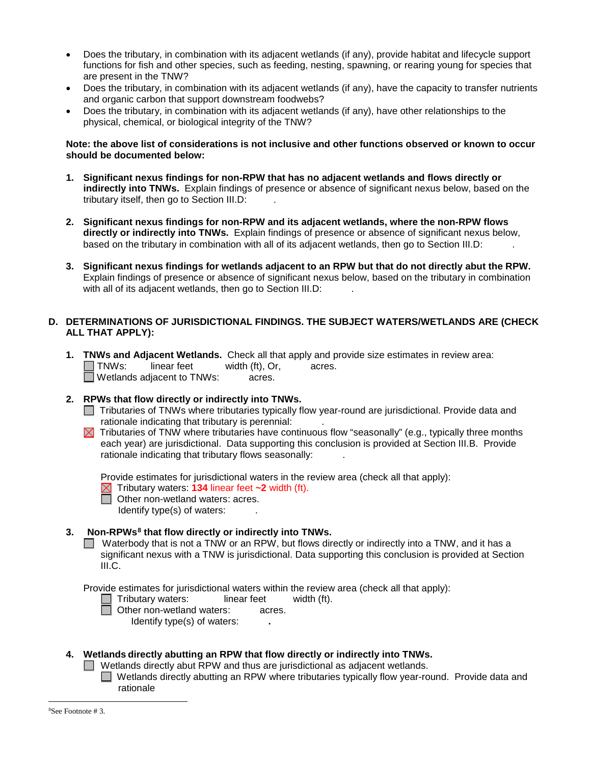- Does the tributary, in combination with its adjacent wetlands (if any), provide habitat and lifecycle support functions for fish and other species, such as feeding, nesting, spawning, or rearing young for species that are present in the TNW?
- Does the tributary, in combination with its adjacent wetlands (if any), have the capacity to transfer nutrients and organic carbon that support downstream foodwebs?
- Does the tributary, in combination with its adjacent wetlands (if any), have other relationships to the physical, chemical, or biological integrity of the TNW?

**Note: the above list of considerations is not inclusive and other functions observed or known to occur should be documented below:**

1. **Significant nexus findings for non-RPW that has no adjacent wetlands and flows directly or indirectly into TNWs.** Explain findings of presence or absence of significant nexus below, based on the tributary itself, then go to Section III.D: .

2. **Significant nexus findings for non-RPW and its adjacent wetlands, where the non-RPW flows directly or indirectly into TNWs.** Explain findings of presence or absence of significant nexus below, based on the tributary in combination with all of its adjacent wetlands, then go to Section III.D: .

3. **Significant nexus findings for wetlands adjacent to an RPW but that do not directly abut the RPW.** Explain findings of presence or absence of significant nexus below, based on the tributary in combination with all of its adjacent wetlands, then go to Section III.D: .

## D. DETERMINATIONS OF JURISDICTIONAL FINDINGS. THE SUBJECT WATERS/WETLANDS ARE (CHECK ALL THAT APPLY):

1. **TNWs and Adjacent Wetlands.** Check all that apply and provide size estimates in review area:
   - ☐ TNWs: linear feet width (ft), Or, acres.
   - ☐ Wetlands adjacent to TNWs: acres.

2. **RPWs that flow directly or indirectly into TNWs.**
   - ☐ Tributaries of TNWs where tributaries typically flow year-round are jurisdictional. Provide data and rationale indicating that tributary is perennial: .
   - ☒ Tributaries of TNW where tributaries have continuous flow "seasonally" (e.g., typically three months each year) are jurisdictional. Data supporting this conclusion is provided at Section III.B. Provide rationale indicating that tributary flows seasonally: .

   Provide estimates for jurisdictional waters in the review area (check all that apply):
   - ☒ Tributary waters: **134** linear feet **~2** width (ft).
   - ☐ Other non-wetland waters: acres.
     Identify type(s) of waters: .

3. **Non-RPWs[8] that flow directly or indirectly into TNWs.**
   - ☐ Waterbody that is not a TNW or an RPW, but flows directly or indirectly into a TNW, and it has a significant nexus with a TNW is jurisdictional. Data supporting this conclusion is provided at Section III.C.

   Provide estimates for jurisdictional waters within the review area (check all that apply):
   - ☐ Tributary waters: linear feet width (ft).
   - ☐ Other non-wetland waters: acres.
     Identify type(s) of waters: **.**

4. **Wetlands directly abutting an RPW that flow directly or indirectly into TNWs.**
   - ☐ Wetlands directly abut RPW and thus are jurisdictional as adjacent wetlands.
     - ☐ Wetlands directly abutting an RPW where tributaries typically flow year-round. Provide data and rationale

[8] See Footnote # 3.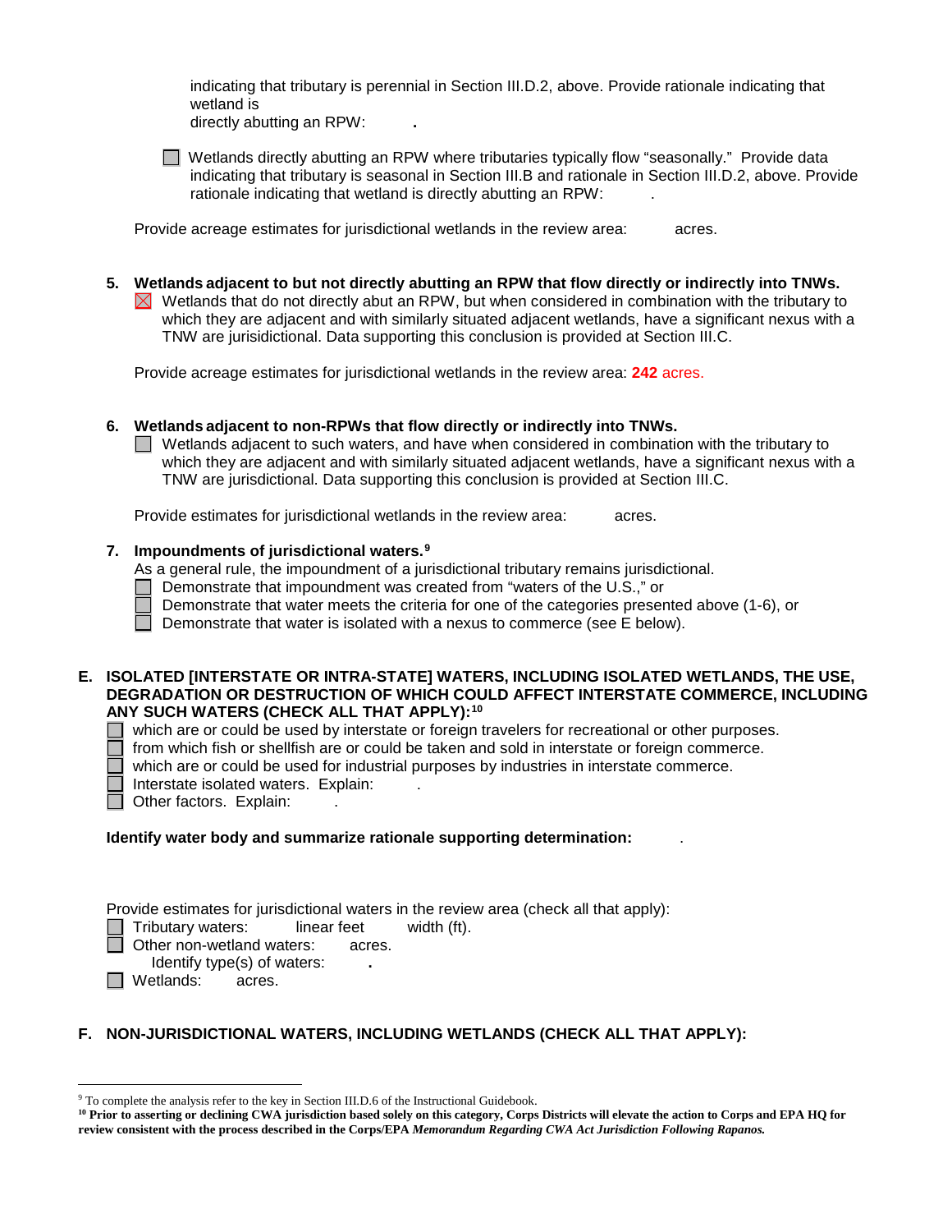indicating that tributary is perennial in Section III.D.2, above. Provide rationale indicating that wetland is
directly abutting an RPW: .

☐ Wetlands directly abutting an RPW where tributaries typically flow "seasonally." Provide data indicating that tributary is seasonal in Section III.B and rationale in Section III.D.2, above. Provide rationale indicating that wetland is directly abutting an RPW: .

Provide acreage estimates for jurisdictional wetlands in the review area: acres.

**5. Wetlands adjacent to but not directly abutting an RPW that flow directly or indirectly into TNWs.**

☒ Wetlands that do not directly abut an RPW, but when considered in combination with the tributary to which they are adjacent and with similarly situated adjacent wetlands, have a significant nexus with a TNW are jurisidictional. Data supporting this conclusion is provided at Section III.C.

Provide acreage estimates for jurisdictional wetlands in the review area: **242** acres.

**6. Wetlands adjacent to non-RPWs that flow directly or indirectly into TNWs.**

☐ Wetlands adjacent to such waters, and have when considered in combination with the tributary to which they are adjacent and with similarly situated adjacent wetlands, have a significant nexus with a TNW are jurisdictional. Data supporting this conclusion is provided at Section III.C.

Provide estimates for jurisdictional wetlands in the review area: acres.

**7. Impoundments of jurisdictional waters.**[9]

As a general rule, the impoundment of a jurisdictional tributary remains jurisdictional.

☐ Demonstrate that impoundment was created from "waters of the U.S.," or
☐ Demonstrate that water meets the criteria for one of the categories presented above (1-6), or
☐ Demonstrate that water is isolated with a nexus to commerce (see E below).

**E. ISOLATED [INTERSTATE OR INTRA-STATE] WATERS, INCLUDING ISOLATED WETLANDS, THE USE, DEGRADATION OR DESTRUCTION OF WHICH COULD AFFECT INTERSTATE COMMERCE, INCLUDING ANY SUCH WATERS (CHECK ALL THAT APPLY):**[10]

☐ which are or could be used by interstate or foreign travelers for recreational or other purposes.
☐ from which fish or shellfish are or could be taken and sold in interstate or foreign commerce.
☐ which are or could be used for industrial purposes by industries in interstate commerce.
☐ Interstate isolated waters. Explain: .
☐ Other factors. Explain: .

**Identify water body and summarize rationale supporting determination:** .

Provide estimates for jurisdictional waters in the review area (check all that apply):

☐ Tributary waters: linear feet width (ft).
☐ Other non-wetland waters: acres.
Identify type(s) of waters: .
☐ Wetlands: acres.

**F. NON-JURISDICTIONAL WATERS, INCLUDING WETLANDS (CHECK ALL THAT APPLY):**

---

[9] To complete the analysis refer to the key in Section III.D.6 of the Instructional Guidebook.

[10] **Prior to asserting or declining CWA jurisdiction based solely on this category, Corps Districts will elevate the action to Corps and EPA HQ for review consistent with the process described in the Corps/EPA *Memorandum Regarding CWA Act Jurisdiction Following Rapanos.***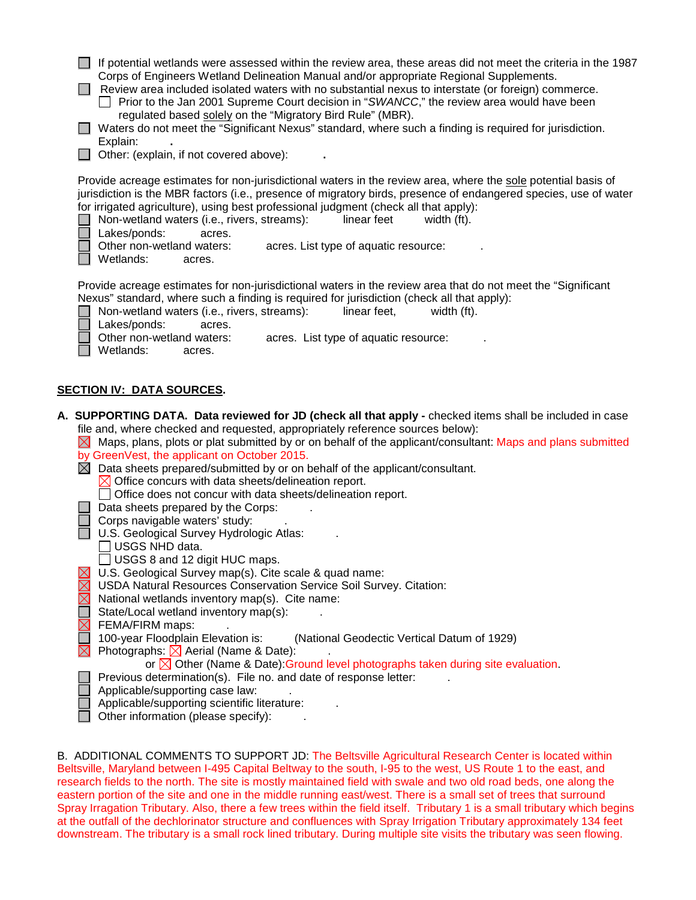☐ If potential wetlands were assessed within the review area, these areas did not meet the criteria in the 1987 Corps of Engineers Wetland Delineation Manual and/or appropriate Regional Supplements.
☐ Review area included isolated waters with no substantial nexus to interstate (or foreign) commerce.
  ☐ Prior to the Jan 2001 Supreme Court decision in "*SWANCC*," the review area would have been regulated based <u>solely</u> on the "Migratory Bird Rule" (MBR).
☐ Waters do not meet the "Significant Nexus" standard, where such a finding is required for jurisdiction. Explain: .
☐ Other: (explain, if not covered above): .

Provide acreage estimates for non-jurisdictional waters in the review area, where the <u>sole</u> potential basis of jurisdiction is the MBR factors (i.e., presence of migratory birds, presence of endangered species, use of water for irrigated agriculture), using best professional judgment (check all that apply):
☐ Non-wetland waters (i.e., rivers, streams): linear feet width (ft).
☐ Lakes/ponds: acres.
☐ Other non-wetland waters: acres. List type of aquatic resource: .
☐ Wetlands: acres.

Provide acreage estimates for non-jurisdictional waters in the review area that do not meet the "Significant Nexus" standard, where such a finding is required for jurisdiction (check all that apply):
☐ Non-wetland waters (i.e., rivers, streams): linear feet, width (ft).
☐ Lakes/ponds: acres.
☐ Other non-wetland waters: acres. List type of aquatic resource: .
☐ Wetlands: acres.

## <u>SECTION IV: DATA SOURCES</u>.

**A. SUPPORTING DATA. Data reviewed for JD (check all that apply -** checked items shall be included in case file and, where checked and requested, appropriately reference sources below):
☒ Maps, plans, plots or plat submitted by or on behalf of the applicant/consultant: Maps and plans submitted by GreenVest, the applicant on October 2015.
☒ Data sheets prepared/submitted by or on behalf of the applicant/consultant.
  ☒ Office concurs with data sheets/delineation report.
  ☐ Office does not concur with data sheets/delineation report.
☐ Data sheets prepared by the Corps: .
☐ Corps navigable waters' study: .
☐ U.S. Geological Survey Hydrologic Atlas: .
  ☐ USGS NHD data.
  ☐ USGS 8 and 12 digit HUC maps.
☒ U.S. Geological Survey map(s). Cite scale & quad name:
☒ USDA Natural Resources Conservation Service Soil Survey. Citation:
☒ National wetlands inventory map(s). Cite name:
☐ State/Local wetland inventory map(s): .
☒ FEMA/FIRM maps: .
☐ 100-year Floodplain Elevation is: (National Geodectic Vertical Datum of 1929)
☒ Photographs: ☒ Aerial (Name & Date): .
  or ☒ Other (Name & Date):Ground level photographs taken during site evaluation.
☐ Previous determination(s). File no. and date of response letter: .
☐ Applicable/supporting case law: .
☐ Applicable/supporting scientific literature: .
☐ Other information (please specify): .

B. ADDITIONAL COMMENTS TO SUPPORT JD: The Beltsville Agricultural Research Center is located within Beltsville, Maryland between I-495 Capital Beltway to the south, I-95 to the west, US Route 1 to the east, and research fields to the north. The site is mostly maintained field with swale and two old road beds, one along the eastern portion of the site and one in the middle running east/west. There is a small set of trees that surround Spray Irragation Tributary. Also, there a few trees within the field itself. Tributary 1 is a small tributary which begins at the outfall of the dechlorinator structure and confluences with Spray Irrigation Tributary approximately 134 feet downstream. The tributary is a small rock lined tributary. During multiple site visits the tributary was seen flowing.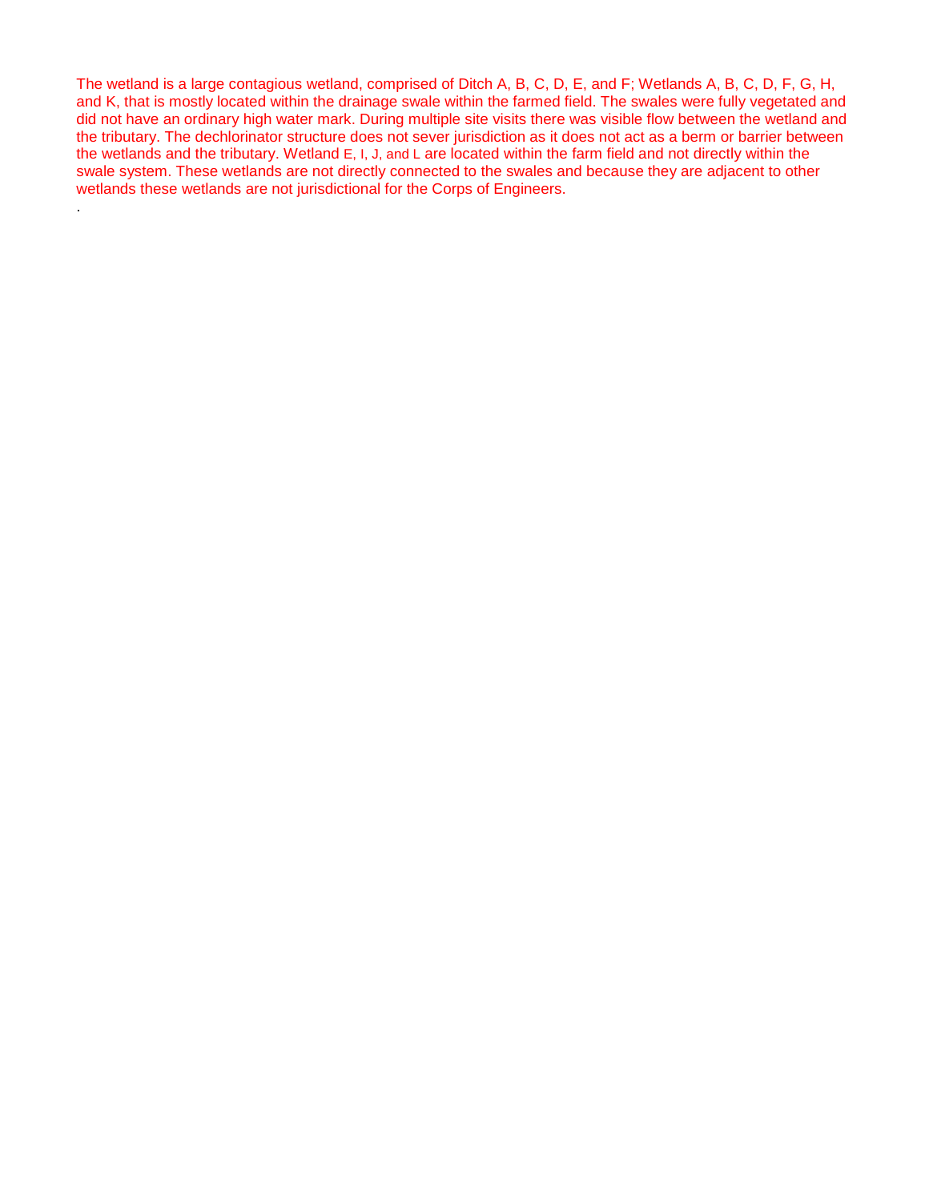The wetland is a large contagious wetland, comprised of Ditch A, B, C, D, E, and F; Wetlands A, B, C, D, F, G, H, and K, that is mostly located within the drainage swale within the farmed field. The swales were fully vegetated and did not have an ordinary high water mark. During multiple site visits there was visible flow between the wetland and the tributary. The dechlorinator structure does not sever jurisdiction as it does not act as a berm or barrier between the wetlands and the tributary. Wetland E, I, J, and L are located within the farm field and not directly within the swale system. These wetlands are not directly connected to the swales and because they are adjacent to other wetlands these wetlands are not jurisdictional for the Corps of Engineers.

.